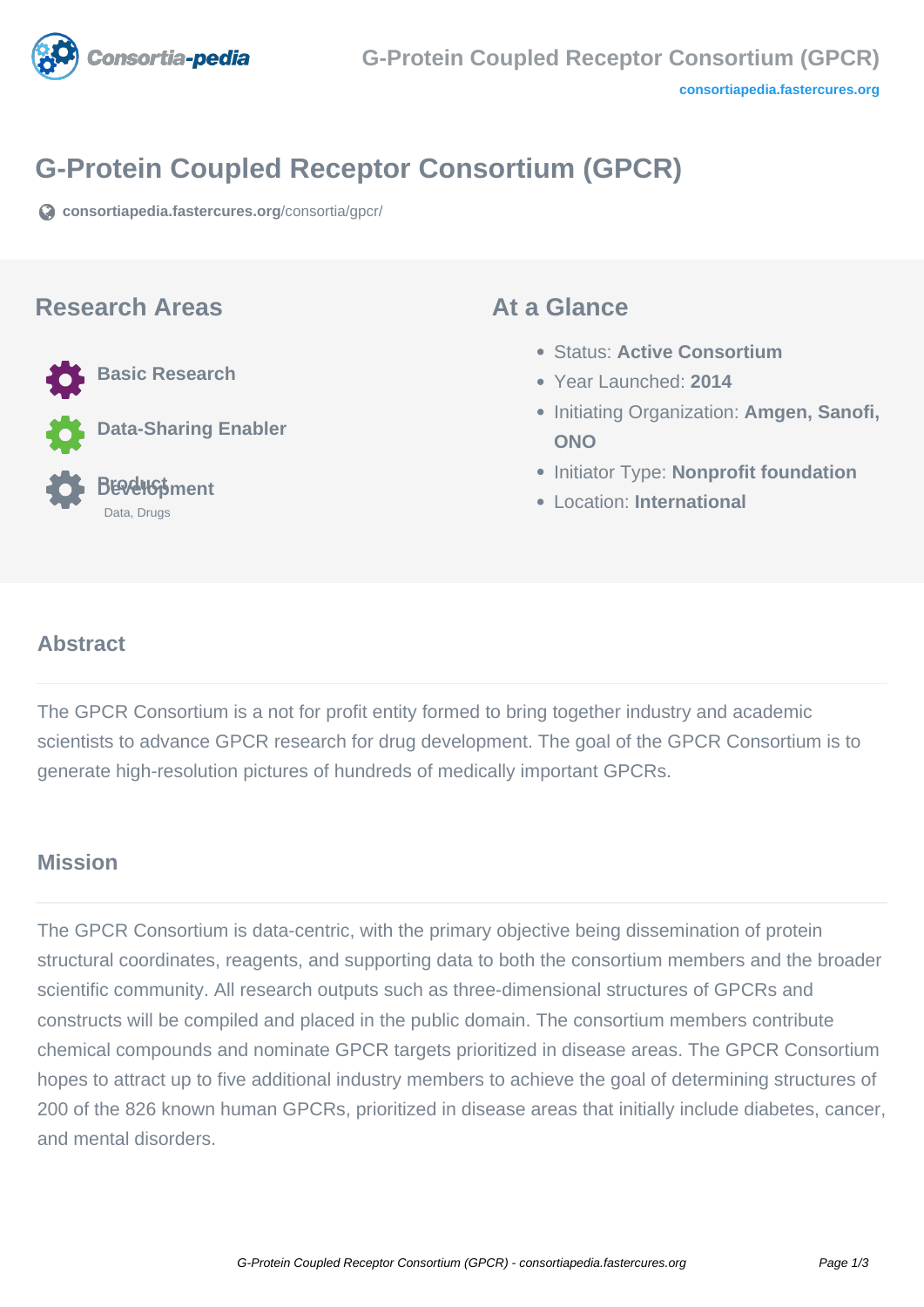# G-Protein Coupled Receptor Consortium (GPCR)

consortiapedia.fastercures.org/consortia/gpcr/

## Research Areas

- Basic Research
- Data-Sharing Enabler
- Product Development
  Data, Drugs

## At a Glance

- Status: **Active Consortium**
- Year Launched: **2014**
- Initiating Organization: **Amgen, Sanofi, ONO**
- Initiator Type: **Nonprofit foundation**
- Location: **International**

### Abstract

The GPCR Consortium is a not for profit entity formed to bring together industry and academic scientists to advance GPCR research for drug development. The goal of the GPCR Consortium is to generate high-resolution pictures of hundreds of medically important GPCRs.

### Mission

The GPCR Consortium is data-centric, with the primary objective being dissemination of protein structural coordinates, reagents, and supporting data to both the consortium members and the broader scientific community. All research outputs such as three-dimensional structures of GPCRs and constructs will be compiled and placed in the public domain. The consortium members contribute chemical compounds and nominate GPCR targets prioritized in disease areas. The GPCR Consortium hopes to attract up to five additional industry members to achieve the goal of determining structures of 200 of the 826 known human GPCRs, prioritized in disease areas that initially include diabetes, cancer, and mental disorders.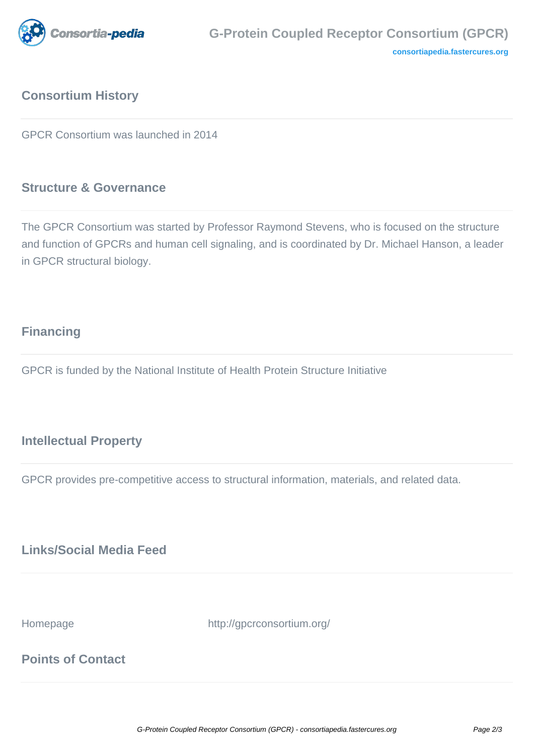## Consortium History

GPCR Consortium was launched in 2014

## Structure & Governance

The GPCR Consortium was started by Professor Raymond Stevens, who is focused on the structure and function of GPCRs and human cell signaling, and is coordinated by Dr. Michael Hanson, a leader in GPCR structural biology.

## Financing

GPCR is funded by the National Institute of Health Protein Structure Initiative

## Intellectual Property

GPCR provides pre-competitive access to structural information, materials, and related data.

## Links/Social Media Feed

| Homepage | http://gpcrconsortium.org/ |
|---|---|

## Points of Contact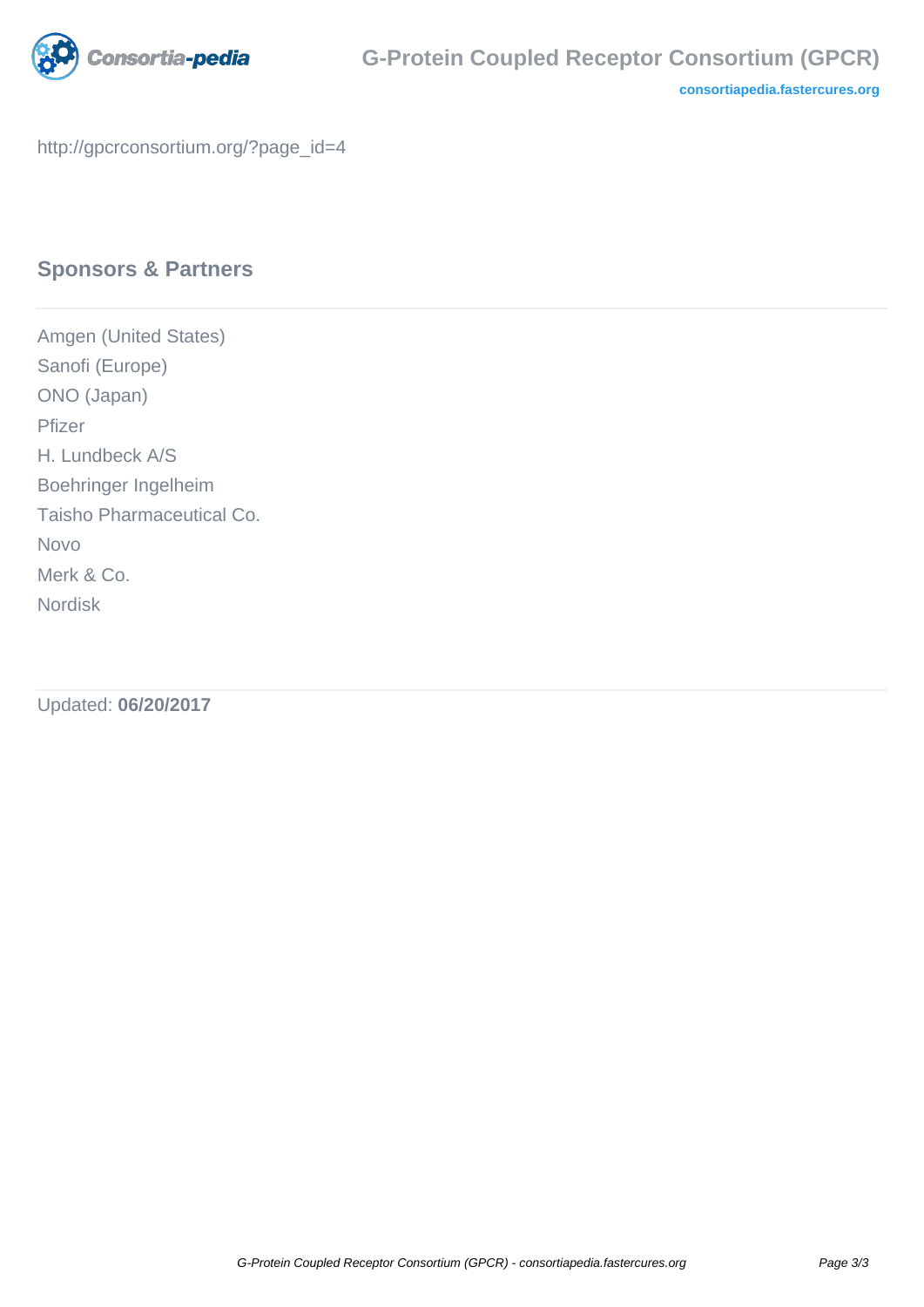http://gpcrconsortium.org/?page_id=4

## Sponsors & Partners

Amgen (United States)
Sanofi (Europe)
ONO (Japan)
Pfizer
H. Lundbeck A/S
Boehringer Ingelheim
Taisho Pharmaceutical Co.
Novo
Merk & Co.
Nordisk

Updated: **06/20/2017**